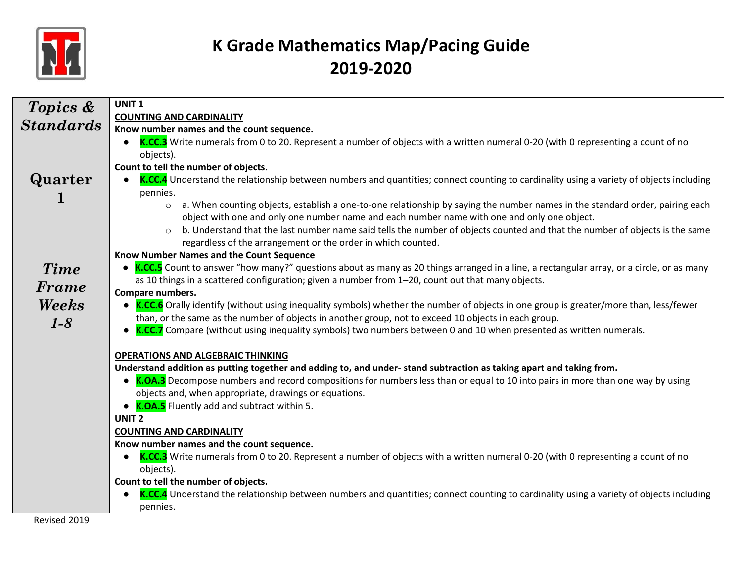# K Grade Mathematics Map/Pacing Guide
# 2019-2020

| Topics & Standards | |
|---|---|
| ***Quarter 1*** <br><br> ***Time Frame Weeks 1-8*** | **UNIT 1**<br>**<u>COUNTING AND CARDINALITY</u>**<br>**Know number names and the count sequence.**<br>● **K.CC.3** Write numerals from 0 to 20. Represent a number of objects with a written numeral 0-20 (with 0 representing a count of no objects).<br>**Count to tell the number of objects.**<br>● **K.CC.4** Understand the relationship between numbers and quantities; connect counting to cardinality using a variety of objects including pennies.<br>○ a. When counting objects, establish a one-to-one relationship by saying the number names in the standard order, pairing each object with one and only one number name and each number name with one and only one object.<br>○ b. Understand that the last number name said tells the number of objects counted and that the number of objects is the same regardless of the arrangement or the order in which counted.<br>**Know Number Names and the Count Sequence**<br>● **K.CC.5** Count to answer "how many?" questions about as many as 20 things arranged in a line, a rectangular array, or a circle, or as many as 10 things in a scattered configuration; given a number from 1–20, count out that many objects.<br>**Compare numbers.**<br>● **K.CC.6** Orally identify (without using inequality symbols) whether the number of objects in one group is greater/more than, less/fewer than, or the same as the number of objects in another group, not to exceed 10 objects in each group.<br>● **K.CC.7** Compare (without using inequality symbols) two numbers between 0 and 10 when presented as written numerals.<br><br>**<u>OPERATIONS AND ALGEBRAIC THINKING</u>**<br>**Understand addition as putting together and adding to, and under- stand subtraction as taking apart and taking from.**<br>● **K.OA.3** Decompose numbers and record compositions for numbers less than or equal to 10 into pairs in more than one way by using objects and, when appropriate, drawings or equations.<br>● **K.OA.5** Fluently add and subtract within 5. |
| | **UNIT 2**<br>**<u>COUNTING AND CARDINALITY</u>**<br>**Know number names and the count sequence.**<br>● **K.CC.3** Write numerals from 0 to 20. Represent a number of objects with a written numeral 0-20 (with 0 representing a count of no objects).<br>**Count to tell the number of objects.**<br>● **K.CC.4** Understand the relationship between numbers and quantities; connect counting to cardinality using a variety of objects including pennies. |

Revised 2019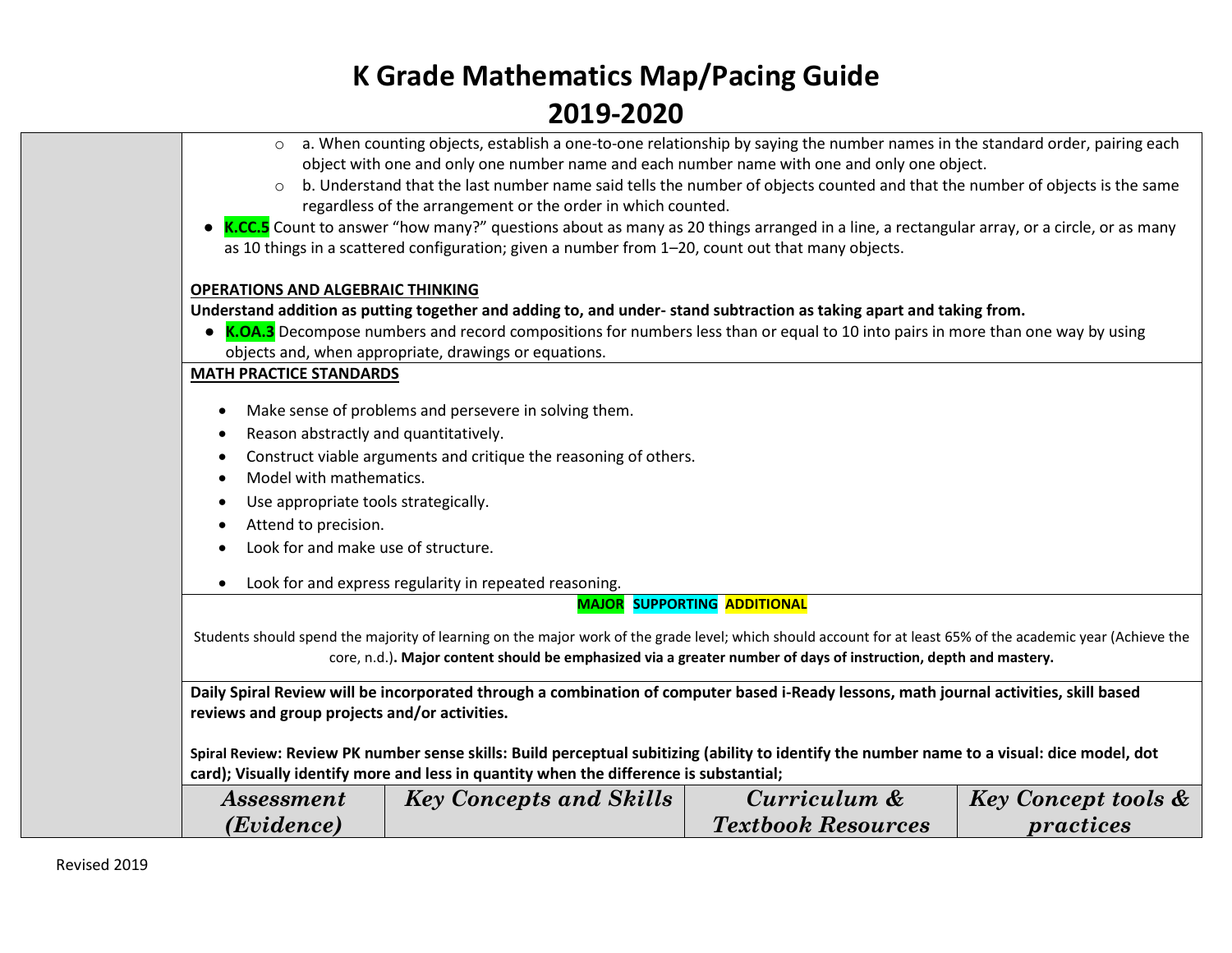# K Grade Mathematics Map/Pacing Guide

# 2019-2020

- a. When counting objects, establish a one-to-one relationship by saying the number names in the standard order, pairing each object with one and only one number name and each number name with one and only one object.
- b. Understand that the last number name said tells the number of objects counted and that the number of objects is the same regardless of the arrangement or the order in which counted.

- **K.CC.5** Count to answer "how many?" questions about as many as 20 things arranged in a line, a rectangular array, or a circle, or as many as 10 things in a scattered configuration; given a number from 1–20, count out that many objects.

**OPERATIONS AND ALGEBRAIC THINKING**

**Understand addition as putting together and adding to, and under- stand subtraction as taking apart and taking from.**

- **K.OA.3** Decompose numbers and record compositions for numbers less than or equal to 10 into pairs in more than one way by using objects and, when appropriate, drawings or equations.

**MATH PRACTICE STANDARDS**

- Make sense of problems and persevere in solving them.
- Reason abstractly and quantitatively.
- Construct viable arguments and critique the reasoning of others.
- Model with mathematics.
- Use appropriate tools strategically.
- Attend to precision.
- Look for and make use of structure.
- Look for and express regularity in repeated reasoning.

**MAJOR** **SUPPORTING** **ADDITIONAL**

Students should spend the majority of learning on the major work of the grade level; which should account for at least 65% of the academic year (Achieve the core, n.d.). **Major content should be emphasized via a greater number of days of instruction, depth and mastery.**

**Daily Spiral Review will be incorporated through a combination of computer based i-Ready lessons, math journal activities, skill based reviews and group projects and/or activities.**

**Spiral Review: Review PK number sense skills: Build perceptual subitizing (ability to identify the number name to a visual: dice model, dot card); Visually identify more and less in quantity when the difference is substantial;**

| *Assessment (Evidence)* | *Key Concepts and Skills* | *Curriculum & Textbook Resources* | *Key Concept tools & practices* |
| --- | --- | --- | --- |

Revised 2019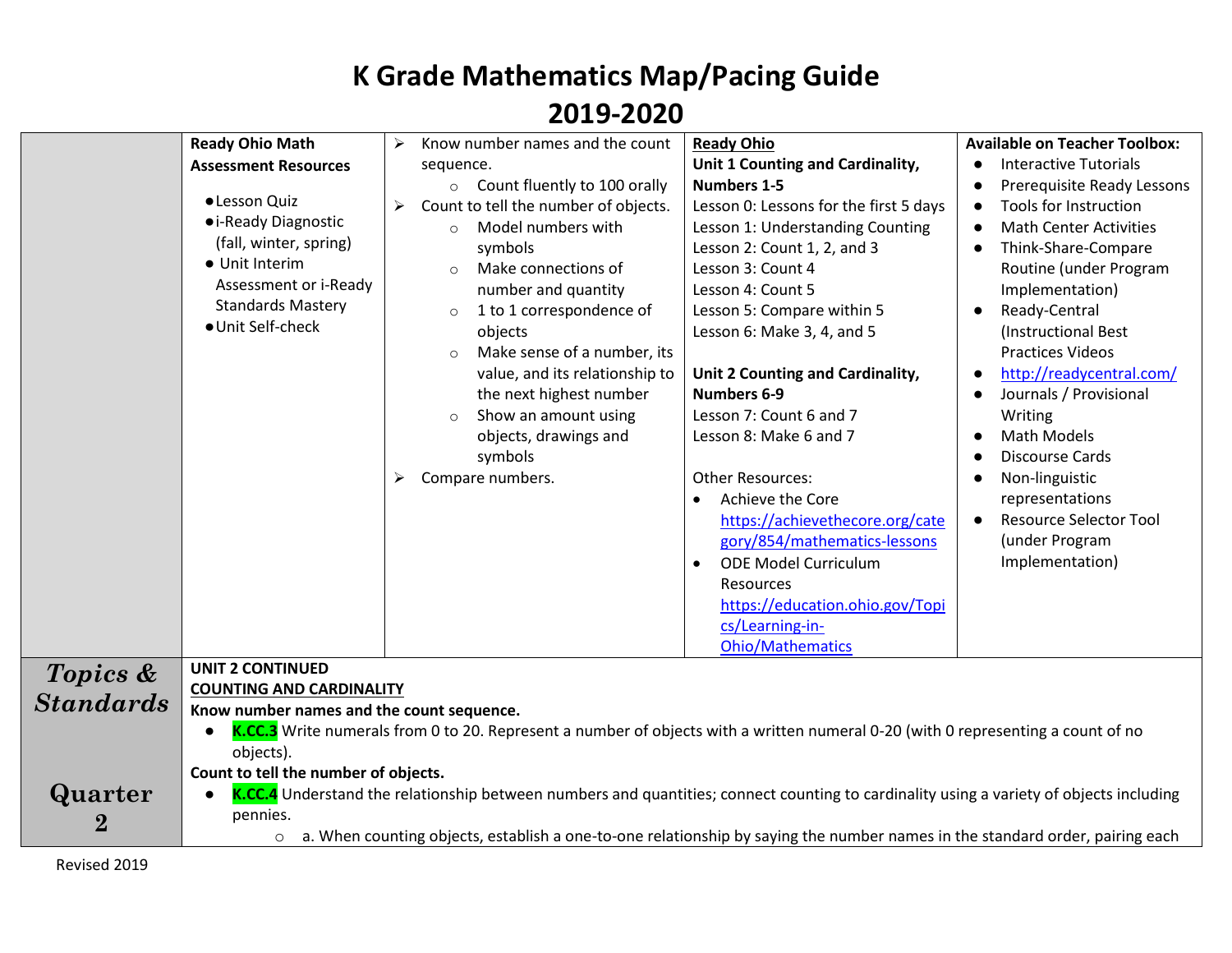# K Grade Mathematics Map/Pacing Guide 2019-2020

| | | | | |
|---|---|---|---|---|
| | **Ready Ohio Math Assessment Resources**<br>● Lesson Quiz<br>● i-Ready Diagnostic (fall, winter, spring)<br>● Unit Interim Assessment or i-Ready Standards Mastery<br>● Unit Self-check | ➢ Know number names and the count sequence.<br>○ Count fluently to 100 orally<br>➢ Count to tell the number of objects.<br>○ Model numbers with symbols<br>○ Make connections of number and quantity<br>○ 1 to 1 correspondence of objects<br>○ Make sense of a number, its value, and its relationship to the next highest number<br>○ Show an amount using objects, drawings and symbols<br>➢ Compare numbers. | **Ready Ohio**<br>**Unit 1 Counting and Cardinality, Numbers 1-5**<br>Lesson 0: Lessons for the first 5 days<br>Lesson 1: Understanding Counting<br>Lesson 2: Count 1, 2, and 3<br>Lesson 3: Count 4<br>Lesson 4: Count 5<br>Lesson 5: Compare within 5<br>Lesson 6: Make 3, 4, and 5<br><br>**Unit 2 Counting and Cardinality, Numbers 6-9**<br>Lesson 7: Count 6 and 7<br>Lesson 8: Make 6 and 7<br><br>Other Resources:<br>● Achieve the Core https://achievethecore.org/category/854/mathematics-lessons<br>● ODE Model Curriculum Resources https://education.ohio.gov/Topics/Learning-in-Ohio/Mathematics | **Available on Teacher Toolbox:**<br>● Interactive Tutorials<br>● Prerequisite Ready Lessons<br>● Tools for Instruction<br>● Math Center Activities<br>● Think-Share-Compare Routine (under Program Implementation)<br>● Ready-Central (Instructional Best Practices Videos<br>● http://readycentral.com/<br>● Journals / Provisional Writing<br>● Math Models<br>● Discourse Cards<br>● Non-linguistic representations<br>● Resource Selector Tool (under Program Implementation) |

| | |
|---|---|
| ***Topics & Standards***<br><br>**Quarter 2** | **UNIT 2 CONTINUED**<br>**COUNTING AND CARDINALITY**<br>**Know number names and the count sequence.**<br>● **K.CC.3** Write numerals from 0 to 20. Represent a number of objects with a written numeral 0-20 (with 0 representing a count of no objects).<br>**Count to tell the number of objects.**<br>● **K.CC.4** Understand the relationship between numbers and quantities; connect counting to cardinality using a variety of objects including pennies.<br>○ a. When counting objects, establish a one-to-one relationship by saying the number names in the standard order, pairing each |

Revised 2019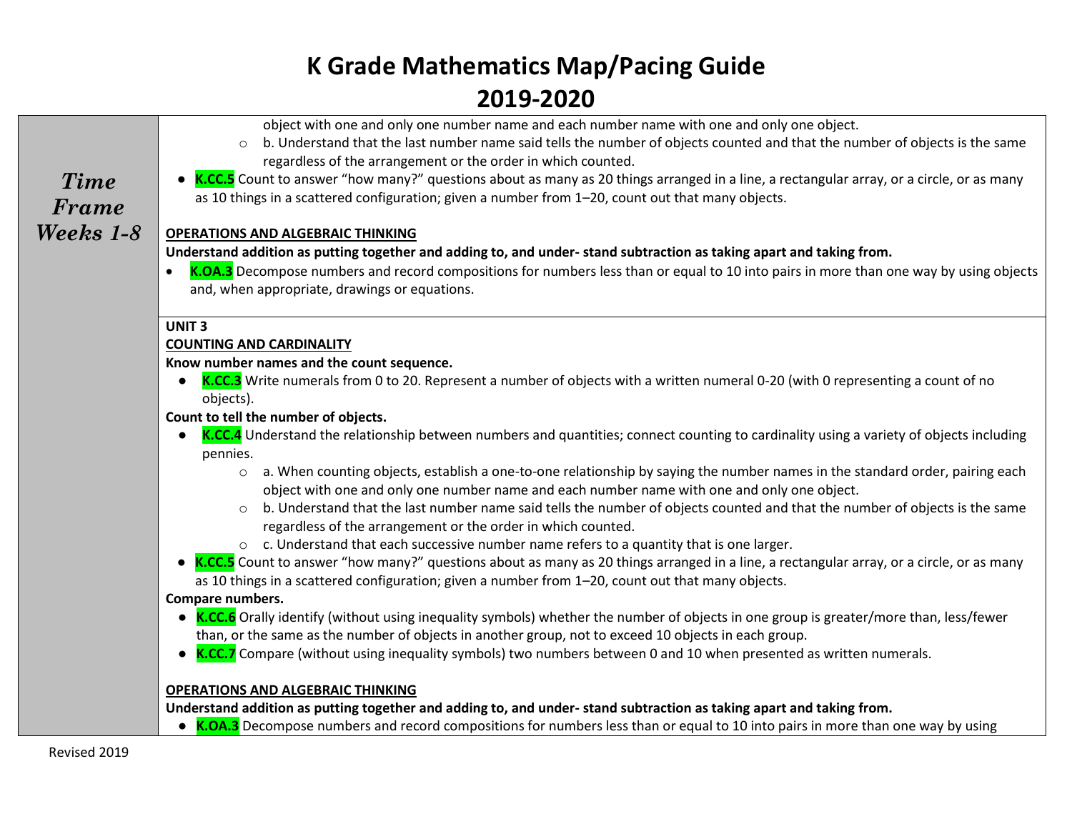# K Grade Mathematics Map/Pacing Guide
# 2019-2020

| *Time Frame Weeks 1-8* | |
|---|---|
| | object with one and only one number name and each number name with one and only one object.<br>○ b. Understand that the last number name said tells the number of objects counted and that the number of objects is the same regardless of the arrangement or the order in which counted.<br>● **K.CC.5** Count to answer "how many?" questions about as many as 20 things arranged in a line, a rectangular array, or a circle, or as many as 10 things in a scattered configuration; given a number from 1–20, count out that many objects.<br><br>**OPERATIONS AND ALGEBRAIC THINKING**<br>**Understand addition as putting together and adding to, and under- stand subtraction as taking apart and taking from.**<br>● **K.OA.3** Decompose numbers and record compositions for numbers less than or equal to 10 into pairs in more than one way by using objects and, when appropriate, drawings or equations. |
| | **UNIT 3**<br>**COUNTING AND CARDINALITY**<br>**Know number names and the count sequence.**<br>● **K.CC.3** Write numerals from 0 to 20. Represent a number of objects with a written numeral 0-20 (with 0 representing a count of no objects).<br>**Count to tell the number of objects.**<br>● **K.CC.4** Understand the relationship between numbers and quantities; connect counting to cardinality using a variety of objects including pennies.<br>○ a. When counting objects, establish a one-to-one relationship by saying the number names in the standard order, pairing each object with one and only one number name and each number name with one and only one object.<br>○ b. Understand that the last number name said tells the number of objects counted and that the number of objects is the same regardless of the arrangement or the order in which counted.<br>○ c. Understand that each successive number name refers to a quantity that is one larger.<br>● **K.CC.5** Count to answer "how many?" questions about as many as 20 things arranged in a line, a rectangular array, or a circle, or as many as 10 things in a scattered configuration; given a number from 1–20, count out that many objects.<br>**Compare numbers.**<br>● **K.CC.6** Orally identify (without using inequality symbols) whether the number of objects in one group is greater/more than, less/fewer than, or the same as the number of objects in another group, not to exceed 10 objects in each group.<br>● **K.CC.7** Compare (without using inequality symbols) two numbers between 0 and 10 when presented as written numerals.<br><br>**OPERATIONS AND ALGEBRAIC THINKING**<br>**Understand addition as putting together and adding to, and under- stand subtraction as taking apart and taking from.**<br>● **K.OA.3** Decompose numbers and record compositions for numbers less than or equal to 10 into pairs in more than one way by using |

Revised 2019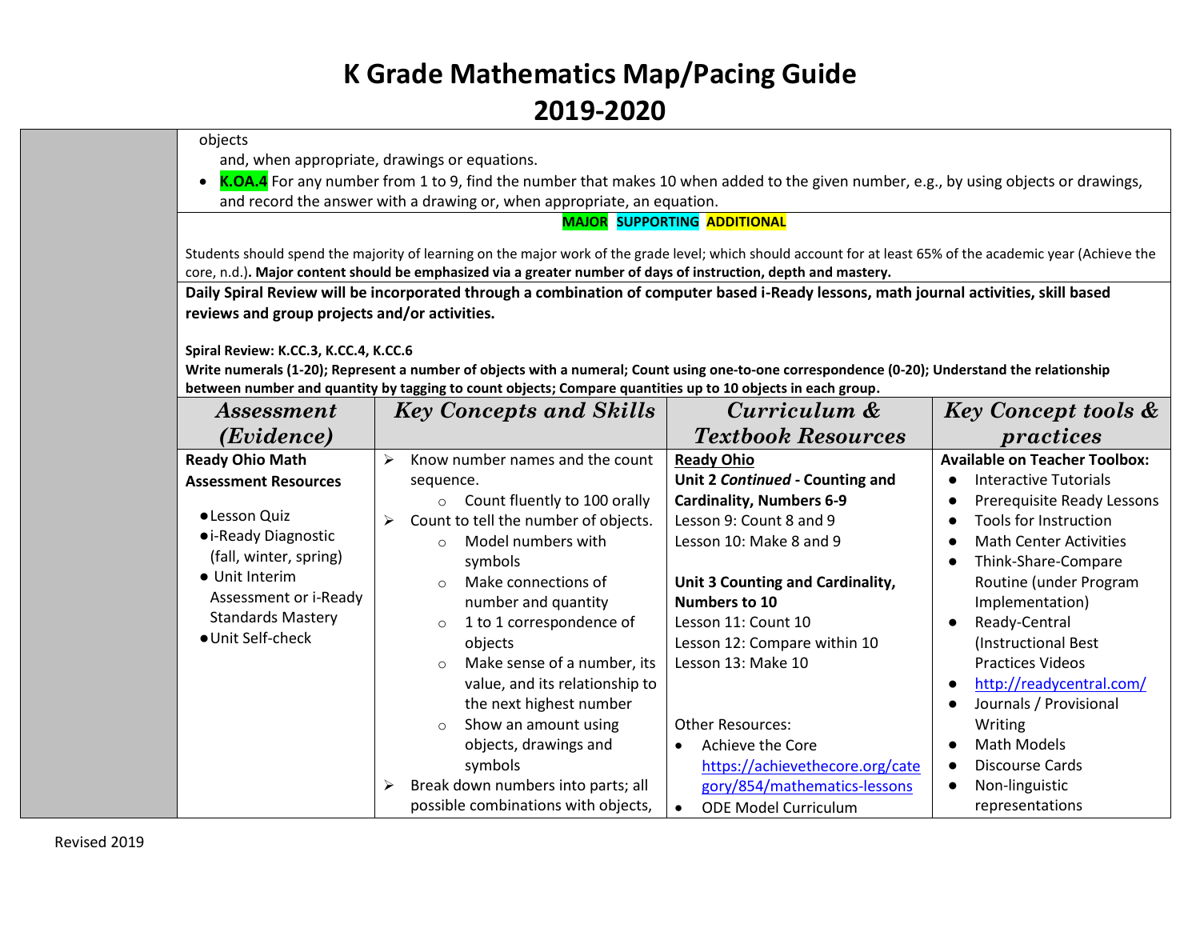# K Grade Mathematics Map/Pacing Guide
# 2019-2020

objects
and, when appropriate, drawings or equations.

- **K.OA.4** For any number from 1 to 9, find the number that makes 10 when added to the given number, e.g., by using objects or drawings, and record the answer with a drawing or, when appropriate, an equation.

**MAJOR** **SUPPORTING** **ADDITIONAL**

Students should spend the majority of learning on the major work of the grade level; which should account for at least 65% of the academic year (Achieve the core, n.d.). **Major content should be emphasized via a greater number of days of instruction, depth and mastery.**

**Daily Spiral Review will be incorporated through a combination of computer based i-Ready lessons, math journal activities, skill based reviews and group projects and/or activities.**

**Spiral Review: K.CC.3, K.CC.4, K.CC.6**
**Write numerals (1-20); Represent a number of objects with a numeral; Count using one-to-one correspondence (0-20); Understand the relationship between number and quantity by tagging to count objects; Compare quantities up to 10 objects in each group.**

| *Assessment (Evidence)* | *Key Concepts and Skills* | *Curriculum & Textbook Resources* | *Key Concept tools & practices* |
|---|---|---|---|
| **Ready Ohio Math Assessment Resources**<br><br>● Lesson Quiz<br>● i-Ready Diagnostic (fall, winter, spring)<br>● Unit Interim Assessment or i-Ready Standards Mastery<br>● Unit Self-check | ➢ Know number names and the count sequence.<br>&nbsp;&nbsp;○ Count fluently to 100 orally<br>➢ Count to tell the number of objects.<br>&nbsp;&nbsp;○ Model numbers with symbols<br>&nbsp;&nbsp;○ Make connections of number and quantity<br>&nbsp;&nbsp;○ 1 to 1 correspondence of objects<br>&nbsp;&nbsp;○ Make sense of a number, its value, and its relationship to the next highest number<br>&nbsp;&nbsp;○ Show an amount using objects, drawings and symbols<br>➢ Break down numbers into parts; all possible combinations with objects, | **Ready Ohio**<br>**Unit 2 *Continued* - Counting and Cardinality, Numbers 6-9**<br>Lesson 9: Count 8 and 9<br>Lesson 10: Make 8 and 9<br><br>**Unit 3 Counting and Cardinality, Numbers to 10**<br>Lesson 11: Count 10<br>Lesson 12: Compare within 10<br>Lesson 13: Make 10<br><br>Other Resources:<br>● Achieve the Core https://achievethecore.org/category/854/mathematics-lessons<br>● ODE Model Curriculum | **Available on Teacher Toolbox:**<br>● Interactive Tutorials<br>● Prerequisite Ready Lessons<br>● Tools for Instruction<br>● Math Center Activities<br>● Think-Share-Compare Routine (under Program Implementation)<br>● Ready-Central (Instructional Best Practices Videos<br>● http://readycentral.com/<br>● Journals / Provisional Writing<br>● Math Models<br>● Discourse Cards<br>● Non-linguistic representations |

Revised 2019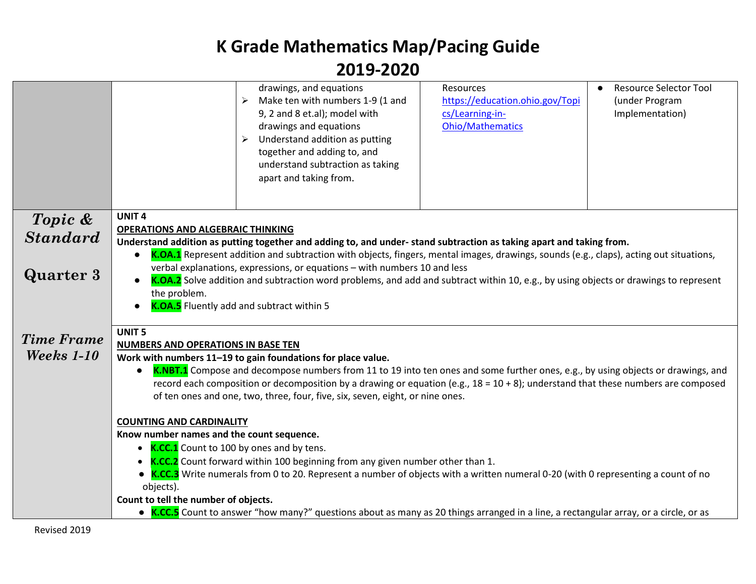# K Grade Mathematics Map/Pacing Guide

# 2019-2020

| | | | | |
|---|---|---|---|---|
| | | drawings, and equations<br>➢ Make ten with numbers 1-9 (1 and 9, 2 and 8 et.al); model with drawings and equations<br>➢ Understand addition as putting together and adding to, and understand subtraction as taking apart and taking from. | Resources<br>https://education.ohio.gov/Topics/Learning-in-Ohio/Mathematics | ● Resource Selector Tool (under Program Implementation) |

| | |
|---|---|
| ***Topic & Standard***<br><br>**Quarter 3**<br><br>***Time Frame Weeks 1-10*** | **UNIT 4**<br>**OPERATIONS AND ALGEBRAIC THINKING**<br>**Understand addition as putting together and adding to, and under- stand subtraction as taking apart and taking from.**<br>● **K.OA.1** Represent addition and subtraction with objects, fingers, mental images, drawings, sounds (e.g., claps), acting out situations, verbal explanations, expressions, or equations – with numbers 10 and less<br>● **K.OA.2** Solve addition and subtraction word problems, and add and subtract within 10, e.g., by using objects or drawings to represent the problem.<br>● **K.OA.5** Fluently add and subtract within 5 |
| | **UNIT 5**<br>**NUMBERS AND OPERATIONS IN BASE TEN**<br>**Work with numbers 11–19 to gain foundations for place value.**<br>● **K.NBT.1** Compose and decompose numbers from 11 to 19 into ten ones and some further ones, e.g., by using objects or drawings, and record each composition or decomposition by a drawing or equation (e.g., 18 = 10 + 8); understand that these numbers are composed of ten ones and one, two, three, four, five, six, seven, eight, or nine ones.<br><br>**COUNTING AND CARDINALITY**<br>**Know number names and the count sequence.**<br>● **K.CC.1** Count to 100 by ones and by tens.<br>● **K.CC.2** Count forward within 100 beginning from any given number other than 1.<br>● **K.CC.3** Write numerals from 0 to 20. Represent a number of objects with a written numeral 0-20 (with 0 representing a count of no objects).<br>**Count to tell the number of objects.**<br>● **K.CC.5** Count to answer "how many?" questions about as many as 20 things arranged in a line, a rectangular array, or a circle, or as |

Revised 2019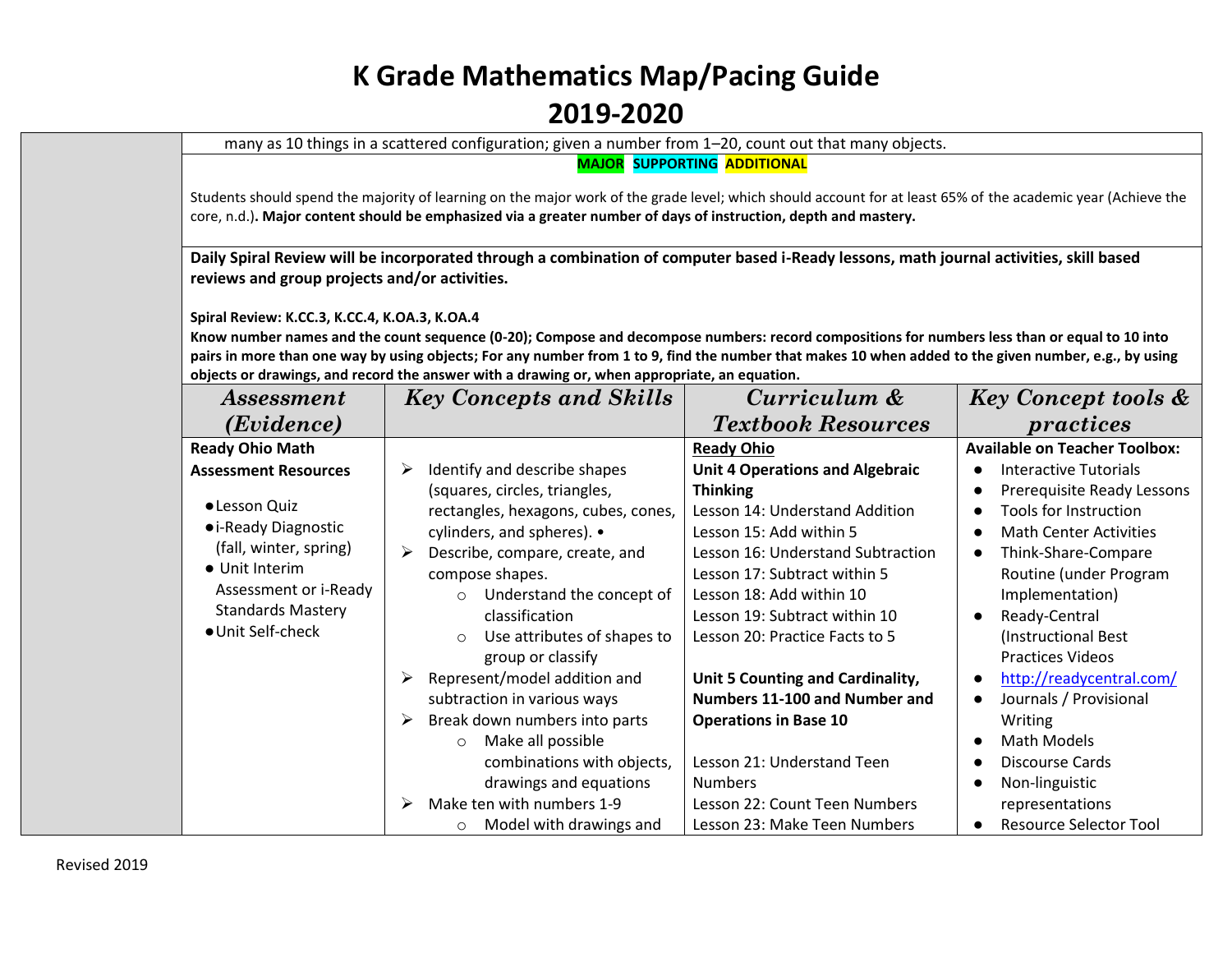# K Grade Mathematics Map/Pacing Guide
# 2019-2020

many as 10 things in a scattered configuration; given a number from 1–20, count out that many objects.

**MAJOR SUPPORTING ADDITIONAL**

Students should spend the majority of learning on the major work of the grade level; which should account for at least 65% of the academic year (Achieve the core, n.d.). **Major content should be emphasized via a greater number of days of instruction, depth and mastery.**

**Daily Spiral Review will be incorporated through a combination of computer based i-Ready lessons, math journal activities, skill based reviews and group projects and/or activities.**

**Spiral Review: K.CC.3, K.CC.4, K.OA.3, K.OA.4**
**Know number names and the count sequence (0-20); Compose and decompose numbers: record compositions for numbers less than or equal to 10 into pairs in more than one way by using objects; For any number from 1 to 9, find the number that makes 10 when added to the given number, e.g., by using objects or drawings, and record the answer with a drawing or, when appropriate, an equation.**

| *Assessment (Evidence)* | *Key Concepts and Skills* | *Curriculum & Textbook Resources* | *Key Concept tools & practices* |
|---|---|---|---|
| **Ready Ohio Math Assessment Resources**<br>● Lesson Quiz<br>● i-Ready Diagnostic (fall, winter, spring)<br>● Unit Interim Assessment or i-Ready Standards Mastery<br>● Unit Self-check | ➢ Identify and describe shapes (squares, circles, triangles, rectangles, hexagons, cubes, cones, cylinders, and spheres). •<br>➢ Describe, compare, create, and compose shapes.<br>○ Understand the concept of classification<br>○ Use attributes of shapes to group or classify<br>➢ Represent/model addition and subtraction in various ways<br>➢ Break down numbers into parts<br>○ Make all possible combinations with objects, drawings and equations<br>➢ Make ten with numbers 1-9<br>○ Model with drawings and | **Ready Ohio**<br>**Unit 4 Operations and Algebraic Thinking**<br>Lesson 14: Understand Addition<br>Lesson 15: Add within 5<br>Lesson 16: Understand Subtraction<br>Lesson 17: Subtract within 5<br>Lesson 18: Add within 10<br>Lesson 19: Subtract within 10<br>Lesson 20: Practice Facts to 5<br><br>**Unit 5 Counting and Cardinality, Numbers 11-100 and Number and Operations in Base 10**<br><br>Lesson 21: Understand Teen Numbers<br>Lesson 22: Count Teen Numbers<br>Lesson 23: Make Teen Numbers | **Available on Teacher Toolbox:**<br>● Interactive Tutorials<br>● Prerequisite Ready Lessons<br>● Tools for Instruction<br>● Math Center Activities<br>● Think-Share-Compare Routine (under Program Implementation)<br>● Ready-Central (Instructional Best Practices Videos<br>● http://readycentral.com/<br>● Journals / Provisional Writing<br>● Math Models<br>● Discourse Cards<br>● Non-linguistic representations<br>● Resource Selector Tool |

Revised 2019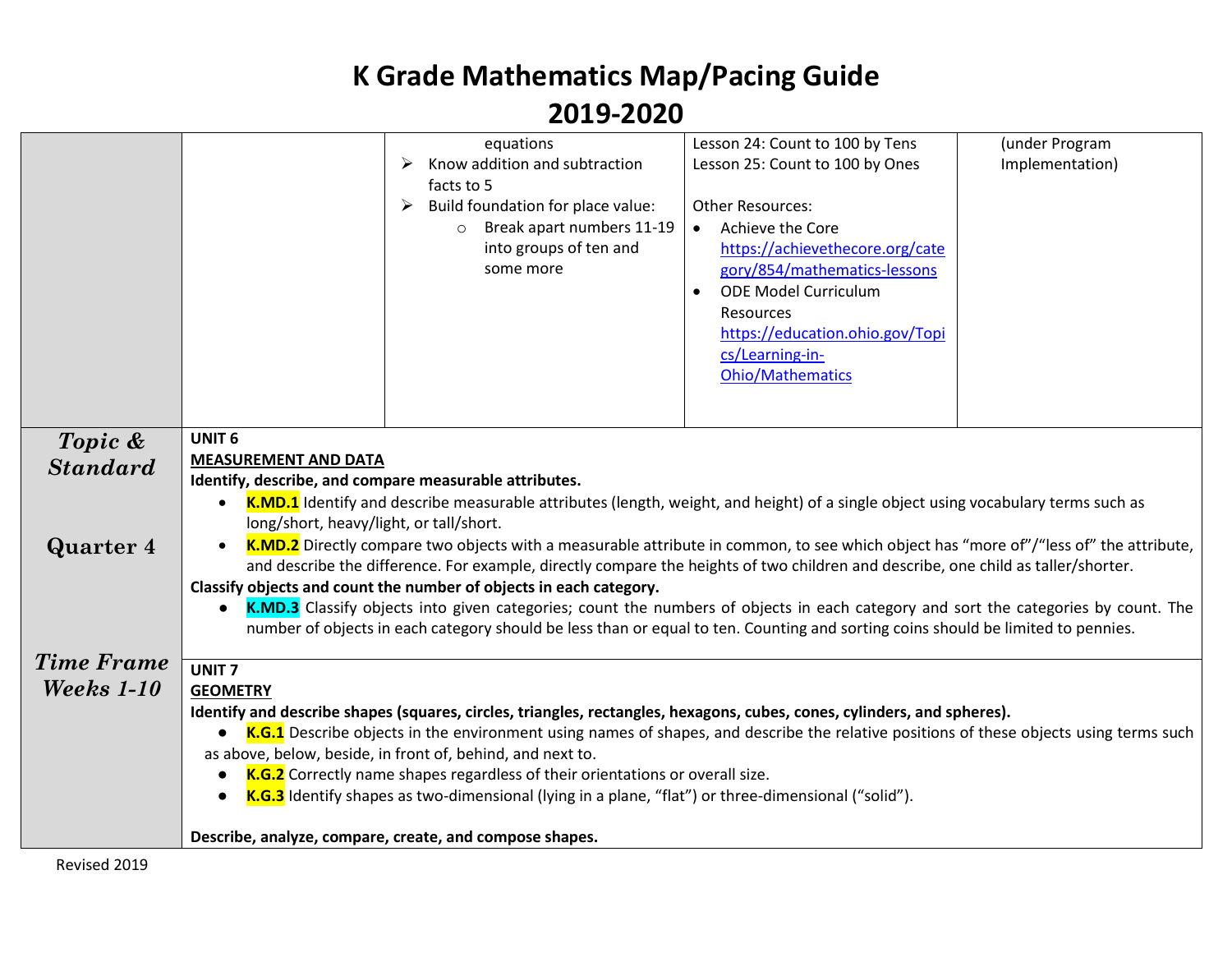# K Grade Mathematics Map/Pacing Guide
# 2019-2020

| | | | | |
|---|---|---|---|---|
| | | equations<br>➢ Know addition and subtraction facts to 5<br>➢ Build foundation for place value:<br>○ Break apart numbers 11-19 into groups of ten and some more | Lesson 24: Count to 100 by Tens<br>Lesson 25: Count to 100 by Ones<br><br>Other Resources:<br>• Achieve the Core https://achievethecore.org/category/854/mathematics-lessons<br>• ODE Model Curriculum Resources https://education.ohio.gov/Topics/Learning-in-Ohio/Mathematics | (under Program Implementation) |
| ***Topic & Standard***<br><br>***Quarter 4***<br><br>***Time Frame Weeks 1-10*** | **UNIT 6**<br>**MEASUREMENT AND DATA**<br>**Identify, describe, and compare measurable attributes.**<br>• **K.MD.1** Identify and describe measurable attributes (length, weight, and height) of a single object using vocabulary terms such as long/short, heavy/light, or tall/short.<br>• **K.MD.2** Directly compare two objects with a measurable attribute in common, to see which object has "more of"/"less of" the attribute, and describe the difference. For example, directly compare the heights of two children and describe, one child as taller/shorter.<br>**Classify objects and count the number of objects in each category.**<br>• **K.MD.3** Classify objects into given categories; count the numbers of objects in each category and sort the categories by count. The number of objects in each category should be less than or equal to ten. Counting and sorting coins should be limited to pennies.<br><br>**UNIT 7**<br>**GEOMETRY**<br>**Identify and describe shapes (squares, circles, triangles, rectangles, hexagons, cubes, cones, cylinders, and spheres).**<br>• **K.G.1** Describe objects in the environment using names of shapes, and describe the relative positions of these objects using terms such as above, below, beside, in front of, behind, and next to.<br>• **K.G.2** Correctly name shapes regardless of their orientations or overall size.<br>• **K.G.3** Identify shapes as two-dimensional (lying in a plane, "flat") or three-dimensional ("solid").<br><br>**Describe, analyze, compare, create, and compose shapes.** | | | |

Revised 2019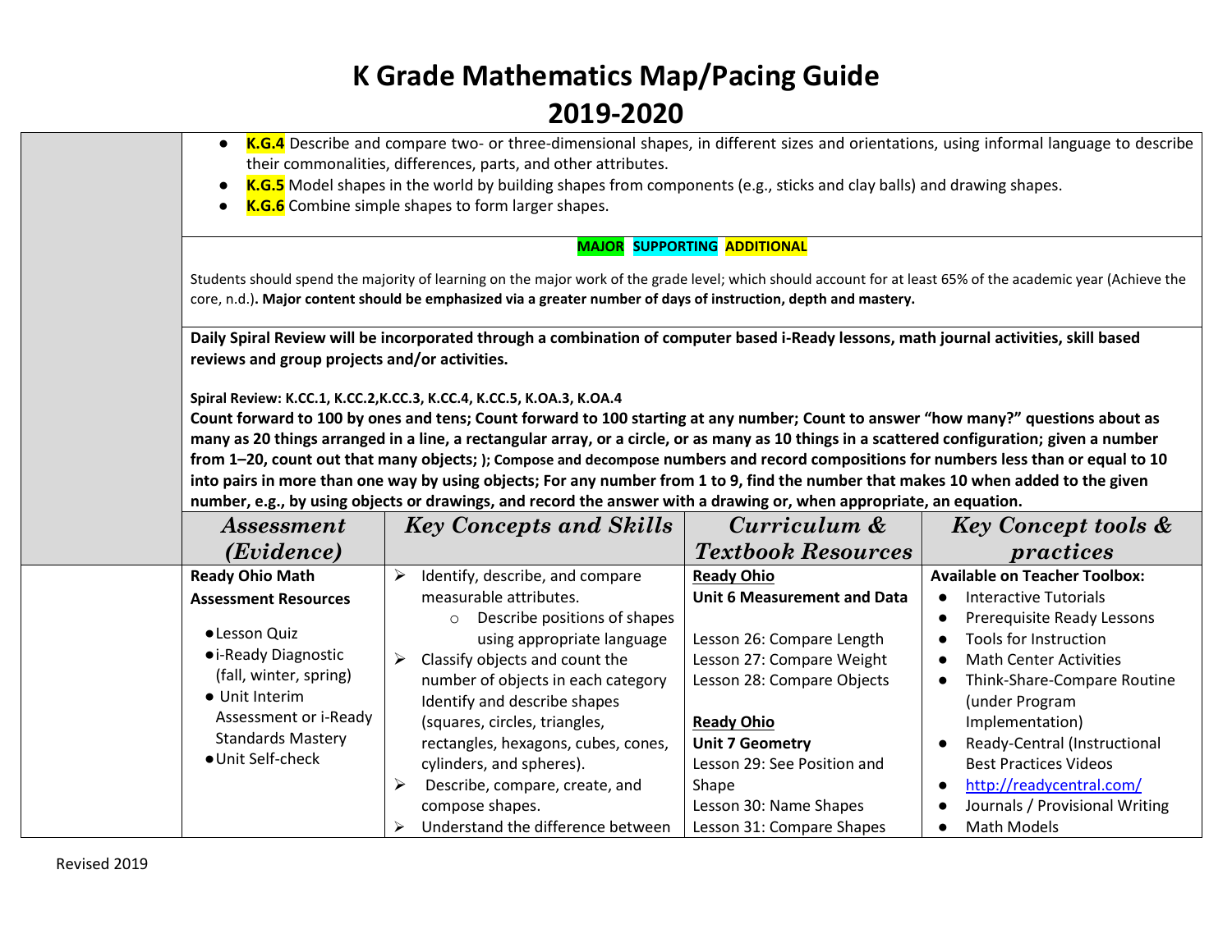# K Grade Mathematics Map/Pacing Guide

# 2019-2020

- **K.G.4** Describe and compare two- or three-dimensional shapes, in different sizes and orientations, using informal language to describe their commonalities, differences, parts, and other attributes.
- **K.G.5** Model shapes in the world by building shapes from components (e.g., sticks and clay balls) and drawing shapes.
- **K.G.6** Combine simple shapes to form larger shapes.

**MAJOR** **SUPPORTING** **ADDITIONAL**

Students should spend the majority of learning on the major work of the grade level; which should account for at least 65% of the academic year (Achieve the core, n.d.)**. Major content should be emphasized via a greater number of days of instruction, depth and mastery.**

**Daily Spiral Review will be incorporated through a combination of computer based i-Ready lessons, math journal activities, skill based reviews and group projects and/or activities.**

**Spiral Review: K.CC.1, K.CC.2,K.CC.3, K.CC.4, K.CC.5, K.OA.3, K.OA.4**
**Count forward to 100 by ones and tens; Count forward to 100 starting at any number; Count to answer "how many?" questions about as many as 20 things arranged in a line, a rectangular array, or a circle, or as many as 10 things in a scattered configuration; given a number from 1–20, count out that many objects; ); Compose and decompose numbers and record compositions for numbers less than or equal to 10 into pairs in more than one way by using objects; For any number from 1 to 9, find the number that makes 10 when added to the given number, e.g., by using objects or drawings, and record the answer with a drawing or, when appropriate, an equation.**

| *Assessment (Evidence)* | *Key Concepts and Skills* | *Curriculum & Textbook Resources* | *Key Concept tools & practices* |
|---|---|---|---|
| **Ready Ohio Math Assessment Resources**<br>• Lesson Quiz<br>• i-Ready Diagnostic (fall, winter, spring)<br>• Unit Interim Assessment or i-Ready Standards Mastery<br>• Unit Self-check | ➢ Identify, describe, and compare measurable attributes.<br>○ Describe positions of shapes using appropriate language<br>➢ Classify objects and count the number of objects in each category Identify and describe shapes (squares, circles, triangles, rectangles, hexagons, cubes, cones, cylinders, and spheres).<br>➢ Describe, compare, create, and compose shapes.<br>➢ Understand the difference between | **Ready Ohio**<br>**Unit 6 Measurement and Data**<br>Lesson 26: Compare Length<br>Lesson 27: Compare Weight<br>Lesson 28: Compare Objects<br><br>**Ready Ohio**<br>**Unit 7 Geometry**<br>Lesson 29: See Position and Shape<br>Lesson 30: Name Shapes<br>Lesson 31: Compare Shapes | **Available on Teacher Toolbox:**<br>• Interactive Tutorials<br>• Prerequisite Ready Lessons<br>• Tools for Instruction<br>• Math Center Activities<br>• Think-Share-Compare Routine (under Program Implementation)<br>• Ready-Central (Instructional Best Practices Videos<br>• http://readycentral.com/<br>• Journals / Provisional Writing<br>• Math Models |

Revised 2019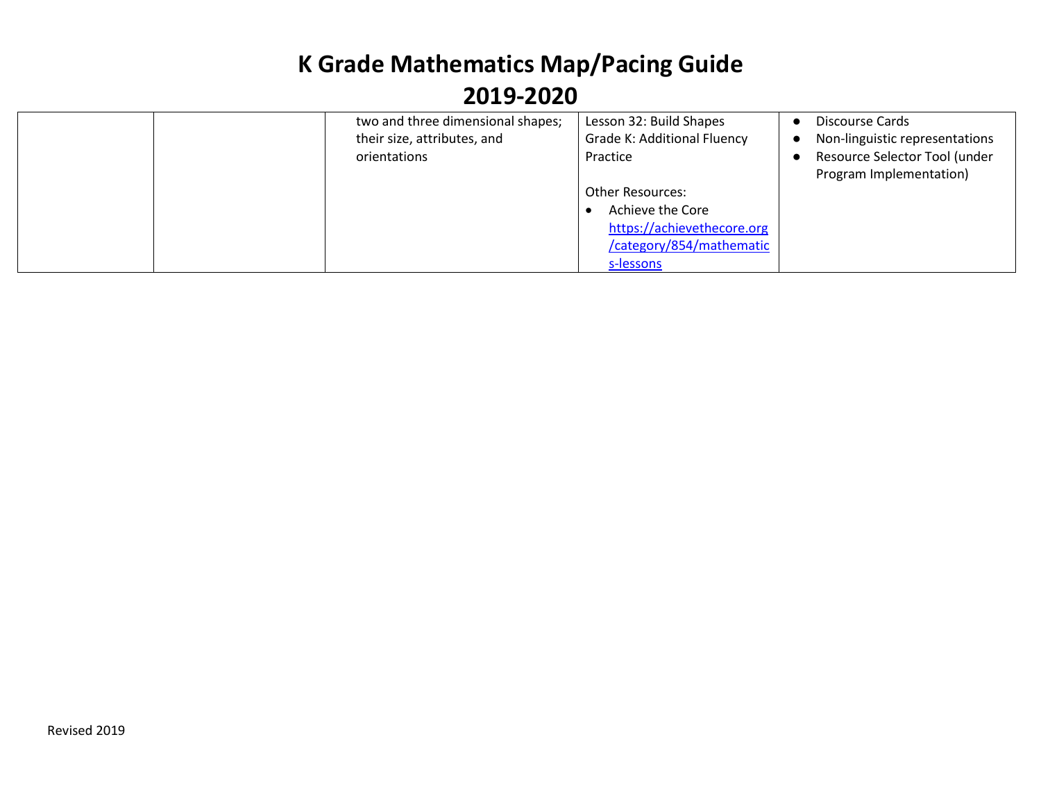# K Grade Mathematics Map/Pacing Guide

# 2019-2020

| | | | | |
|---|---|---|---|---|
| | | two and three dimensional shapes; their size, attributes, and orientations | Lesson 32: Build Shapes<br>Grade K: Additional Fluency Practice<br><br>Other Resources:<br>• Achieve the Core https://achievethecore.org/category/854/mathematics-lessons | • Discourse Cards<br>• Non-linguistic representations<br>• Resource Selector Tool (under Program Implementation) |

Revised 2019